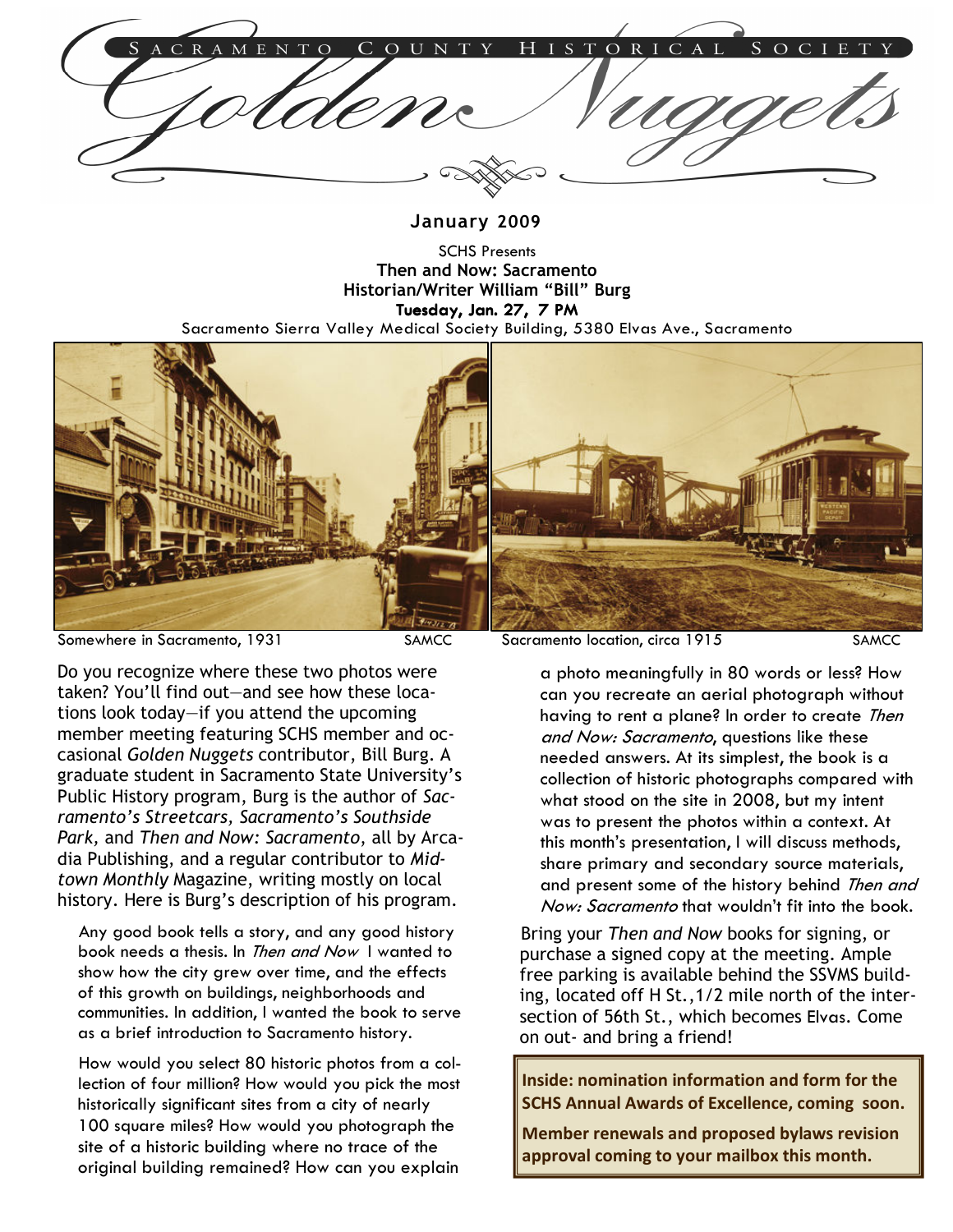# Sacramento County Historical Society

# Golden Nuggets

**January 2009**

SCHS Presents

**Then and Now: Sacramento**

**Historian/Writer William "Bill" Burg**

**Tuesday, Jan. 27, 7 PM**

Sacramento Sierra Valley Medical Society Building, 5380 Elvas Ave., Sacramento

Somewhere in Sacramento, 1931 SAMCC

Sacramento location, circa 1915 SAMCC

Do you recognize where these two photos were taken? You'll find out—and see how these locations look today—if you attend the upcoming member meeting featuring SCHS member and occasional *Golden Nuggets* contributor, Bill Burg. A graduate student in Sacramento State University's Public History program, Burg is the author of *Sacramento's Streetcars, Sacramento's Southside Park,* and *Then and Now: Sacramento*, all by Arcadia Publishing, and a regular contributor to *Midtown Monthly* Magazine, writing mostly on local history. Here is Burg's description of his program.

> Any good book tells a story, and any good history book needs a thesis. In *Then and Now* I wanted to show how the city grew over time, and the effects of this growth on buildings, neighborhoods and communities. In addition, I wanted the book to serve as a brief introduction to Sacramento history.
>
> How would you select 80 historic photos from a collection of four million? How would you pick the most historically significant sites from a city of nearly 100 square miles? How would you photograph the site of a historic building where no trace of the original building remained? How can you explain a photo meaningfully in 80 words or less? How can you recreate an aerial photograph without having to rent a plane? In order to create *Then and Now: Sacramento*, questions like these needed answers. At its simplest, the book is a collection of historic photographs compared with what stood on the site in 2008, but my intent was to present the photos within a context. At this month's presentation, I will discuss methods, share primary and secondary source materials, and present some of the history behind *Then and Now: Sacramento* that wouldn't fit into the book.

Bring your *Then and Now* books for signing, or purchase a signed copy at the meeting. Ample free parking is available behind the SSVMS building, located off H St.,1/2 mile north of the intersection of 56th St., which becomes Elvas. Come on out- and bring a friend!

**Inside: nomination information and form for the SCHS Annual Awards of Excellence, coming soon.**

**Member renewals and proposed bylaws revision approval coming to your mailbox this month.**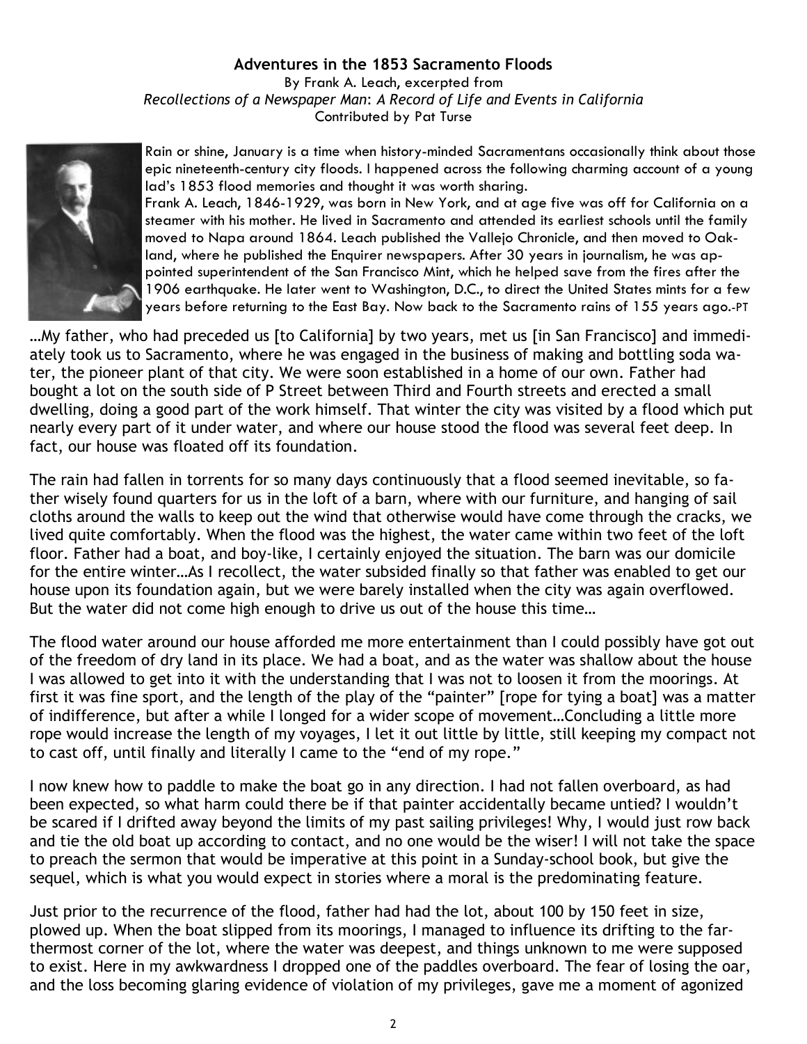**Adventures in the 1853 Sacramento Floods**

By Frank A. Leach, excerpted from
*Recollections of a Newspaper Man: A Record of Life and Events in California*
Contributed by Pat Turse

Rain or shine, January is a time when history-minded Sacramentans occasionally think about those epic nineteenth-century city floods. I happened across the following charming account of a young lad's 1853 flood memories and thought it was worth sharing.

Frank A. Leach, 1846-1929, was born in New York, and at age five was off for California on a steamer with his mother. He lived in Sacramento and attended its earliest schools until the family moved to Napa around 1864. Leach published the Vallejo Chronicle, and then moved to Oakland, where he published the Enquirer newspapers. After 30 years in journalism, he was appointed superintendent of the San Francisco Mint, which he helped save from the fires after the 1906 earthquake. He later went to Washington, D.C., to direct the United States mints for a few years before returning to the East Bay. Now back to the Sacramento rains of 155 years ago.-PT

…My father, who had preceded us [to California] by two years, met us [in San Francisco] and immediately took us to Sacramento, where he was engaged in the business of making and bottling soda water, the pioneer plant of that city. We were soon established in a home of our own. Father had bought a lot on the south side of P Street between Third and Fourth streets and erected a small dwelling, doing a good part of the work himself. That winter the city was visited by a flood which put nearly every part of it under water, and where our house stood the flood was several feet deep. In fact, our house was floated off its foundation.

The rain had fallen in torrents for so many days continuously that a flood seemed inevitable, so father wisely found quarters for us in the loft of a barn, where with our furniture, and hanging of sail cloths around the walls to keep out the wind that otherwise would have come through the cracks, we lived quite comfortably. When the flood was the highest, the water came within two feet of the loft floor. Father had a boat, and boy-like, I certainly enjoyed the situation. The barn was our domicile for the entire winter…As I recollect, the water subsided finally so that father was enabled to get our house upon its foundation again, but we were barely installed when the city was again overflowed. But the water did not come high enough to drive us out of the house this time…

The flood water around our house afforded me more entertainment than I could possibly have got out of the freedom of dry land in its place. We had a boat, and as the water was shallow about the house I was allowed to get into it with the understanding that I was not to loosen it from the moorings. At first it was fine sport, and the length of the play of the "painter" [rope for tying a boat] was a matter of indifference, but after a while I longed for a wider scope of movement…Concluding a little more rope would increase the length of my voyages, I let it out little by little, still keeping my compact not to cast off, until finally and literally I came to the "end of my rope."

I now knew how to paddle to make the boat go in any direction. I had not fallen overboard, as had been expected, so what harm could there be if that painter accidentally became untied? I wouldn't be scared if I drifted away beyond the limits of my past sailing privileges! Why, I would just row back and tie the old boat up according to contact, and no one would be the wiser! I will not take the space to preach the sermon that would be imperative at this point in a Sunday-school book, but give the sequel, which is what you would expect in stories where a moral is the predominating feature.

Just prior to the recurrence of the flood, father had had the lot, about 100 by 150 feet in size, plowed up. When the boat slipped from its moorings, I managed to influence its drifting to the farthermost corner of the lot, where the water was deepest, and things unknown to me were supposed to exist. Here in my awkwardness I dropped one of the paddles overboard. The fear of losing the oar, and the loss becoming glaring evidence of violation of my privileges, gave me a moment of agonized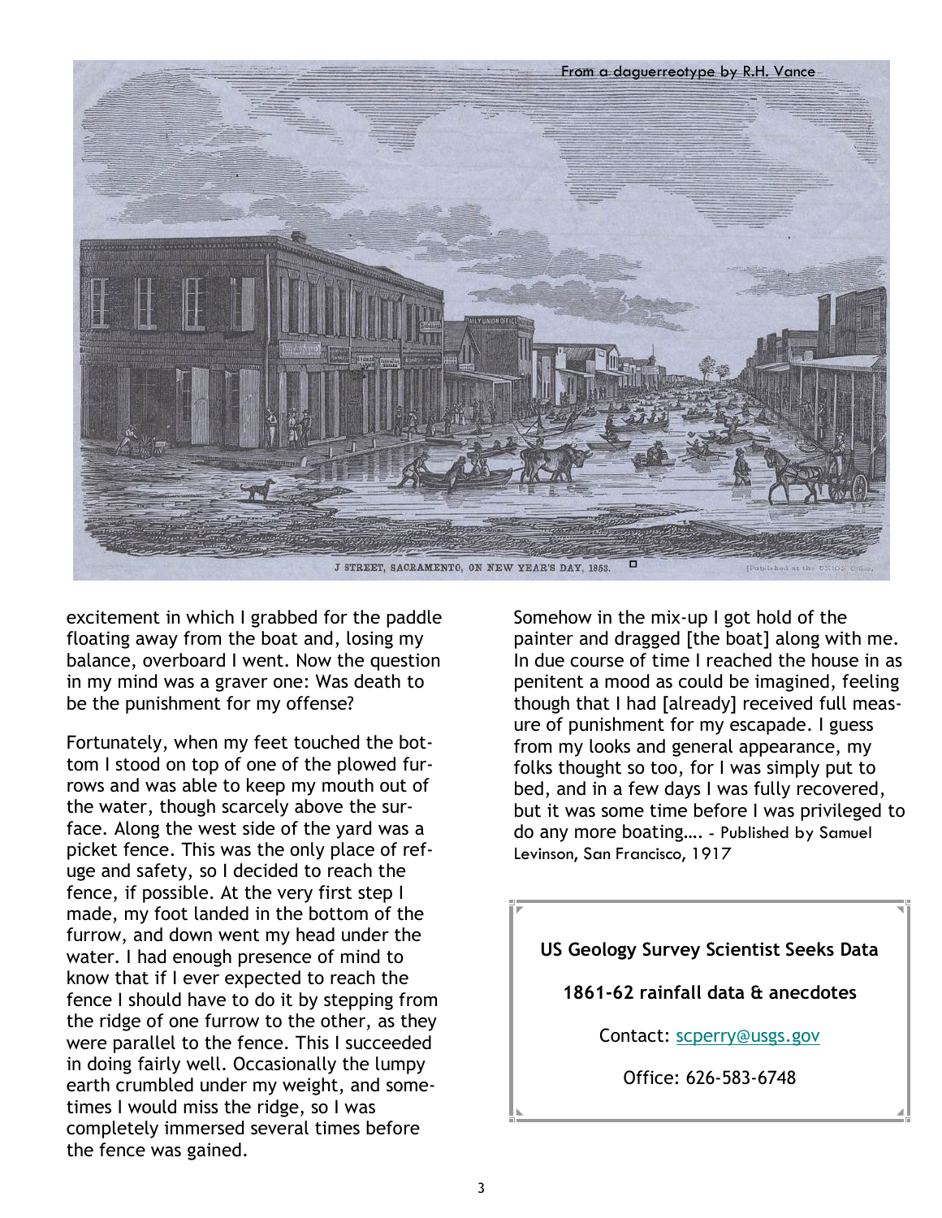From a daguerreotype by R.H. Vance

J STREET, SACRAMENTO, ON NEW YEAR'S DAY, 1853.

[Published at the UNION Office.]

excitement in which I grabbed for the paddle floating away from the boat and, losing my balance, overboard I went. Now the question in my mind was a graver one: Was death to be the punishment for my offense?

Fortunately, when my feet touched the bottom I stood on top of one of the plowed furrows and was able to keep my mouth out of the water, though scarcely above the surface. Along the west side of the yard was a picket fence. This was the only place of refuge and safety, so I decided to reach the fence, if possible. At the very first step I made, my foot landed in the bottom of the furrow, and down went my head under the water. I had enough presence of mind to know that if I ever expected to reach the fence I should have to do it by stepping from the ridge of one furrow to the other, as they were parallel to the fence. This I succeeded in doing fairly well. Occasionally the lumpy earth crumbled under my weight, and sometimes I would miss the ridge, so I was completely immersed several times before the fence was gained.

Somehow in the mix-up I got hold of the painter and dragged [the boat] along with me. In due course of time I reached the house in as penitent a mood as could be imagined, feeling though that I had [already] received full measure of punishment for my escapade. I guess from my looks and general appearance, my folks thought so too, for I was simply put to bed, and in a few days I was fully recovered, but it was some time before I was privileged to do any more boating…. - Published by Samuel Levinson, San Francisco, 1917

**US Geology Survey Scientist Seeks Data**

**1861-62 rainfall data & anecdotes**

Contact: scperry@usgs.gov

Office: 626-583-6748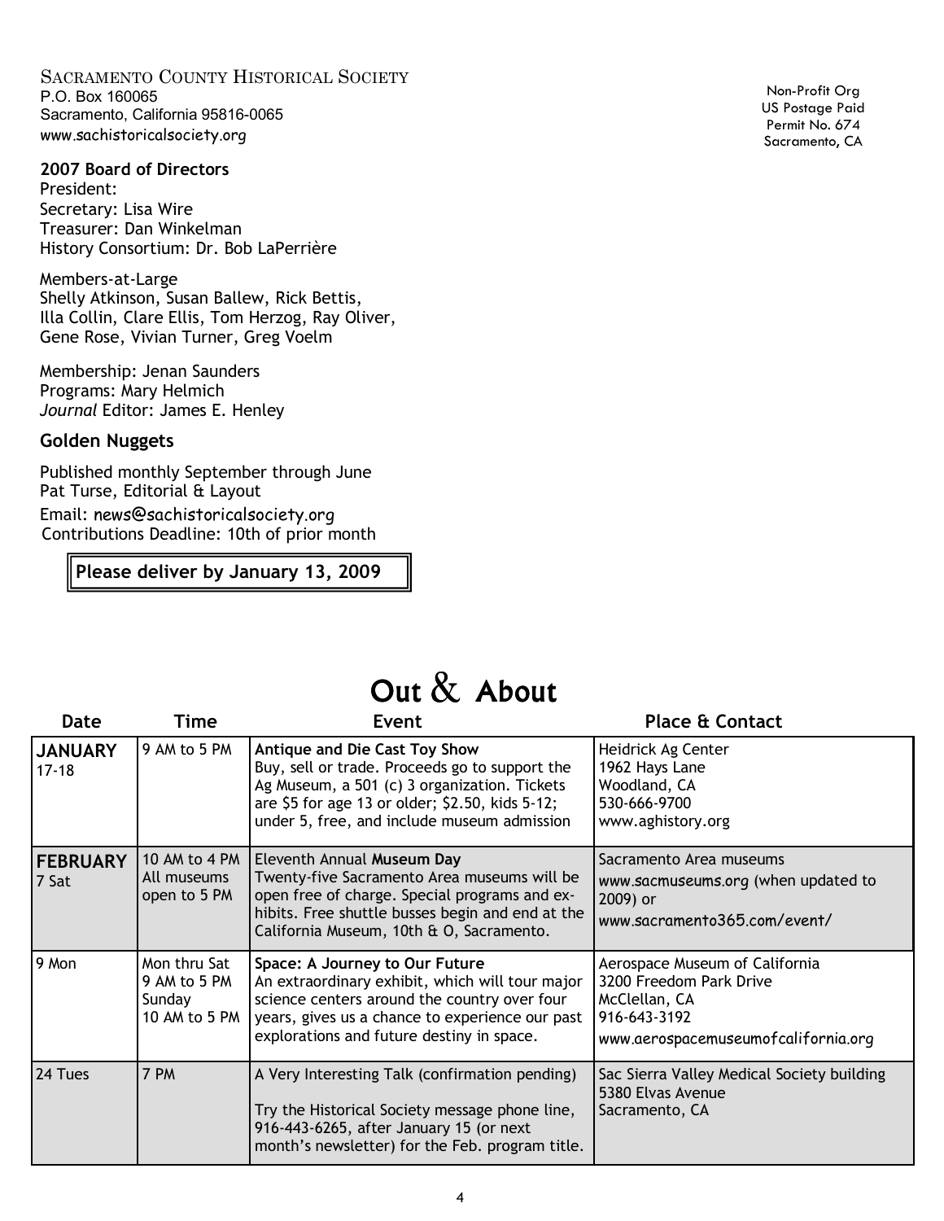Sacramento County Historical Society
P.O. Box 160065
Sacramento, California 95816-0065
www.sachistoricalsociety.org

Non-Profit Org
US Postage Paid
Permit No. 674
Sacramento, CA

**2007 Board of Directors**

President:
Secretary: Lisa Wire
Treasurer: Dan Winkelman
History Consortium: Dr. Bob LaPerrière

Members-at-Large
Shelly Atkinson, Susan Ballew, Rick Bettis, Illa Collin, Clare Ellis, Tom Herzog, Ray Oliver, Gene Rose, Vivian Turner, Greg Voelm

Membership: Jenan Saunders
Programs: Mary Helmich
*Journal* Editor: James E. Henley

**Golden Nuggets**

Published monthly September through June
Pat Turse, Editorial & Layout
Email: news@sachistoricalsociety.org
Contributions Deadline: 10th of prior month

**Please deliver by January 13, 2009**

# Out & About

| Date | Time | Event | Place & Contact |
|---|---|---|---|
| **JANUARY** 17-18 | 9 AM to 5 PM | **Antique and Die Cast Toy Show** Buy, sell or trade. Proceeds go to support the Ag Museum, a 501 (c) 3 organization. Tickets are $5 for age 13 or older; $2.50, kids 5-12; under 5, free, and include museum admission | Heidrick Ag Center 1962 Hays Lane Woodland, CA 530-666-9700 www.aghistory.org |
| **FEBRUARY** 7 Sat | 10 AM to 4 PM All museums open to 5 PM | Eleventh Annual **Museum Day** Twenty-five Sacramento Area museums will be open free of charge. Special programs and exhibits. Free shuttle busses begin and end at the California Museum, 10th & O, Sacramento. | Sacramento Area museums www.sacmuseums.org (when updated to 2009) or www.sacramento365.com/event/ |
| 9 Mon | Mon thru Sat 9 AM to 5 PM Sunday 10 AM to 5 PM | **Space: A Journey to Our Future** An extraordinary exhibit, which will tour major science centers around the country over four years, gives us a chance to experience our past explorations and future destiny in space. | Aerospace Museum of California 3200 Freedom Park Drive McClellan, CA 916-643-3192 www.aerospacemuseumofcalifornia.org |
| 24 Tues | 7 PM | A Very Interesting Talk (confirmation pending) Try the Historical Society message phone line, 916-443-6265, after January 15 (or next month's newsletter) for the Feb. program title. | Sac Sierra Valley Medical Society building 5380 Elvas Avenue Sacramento, CA |